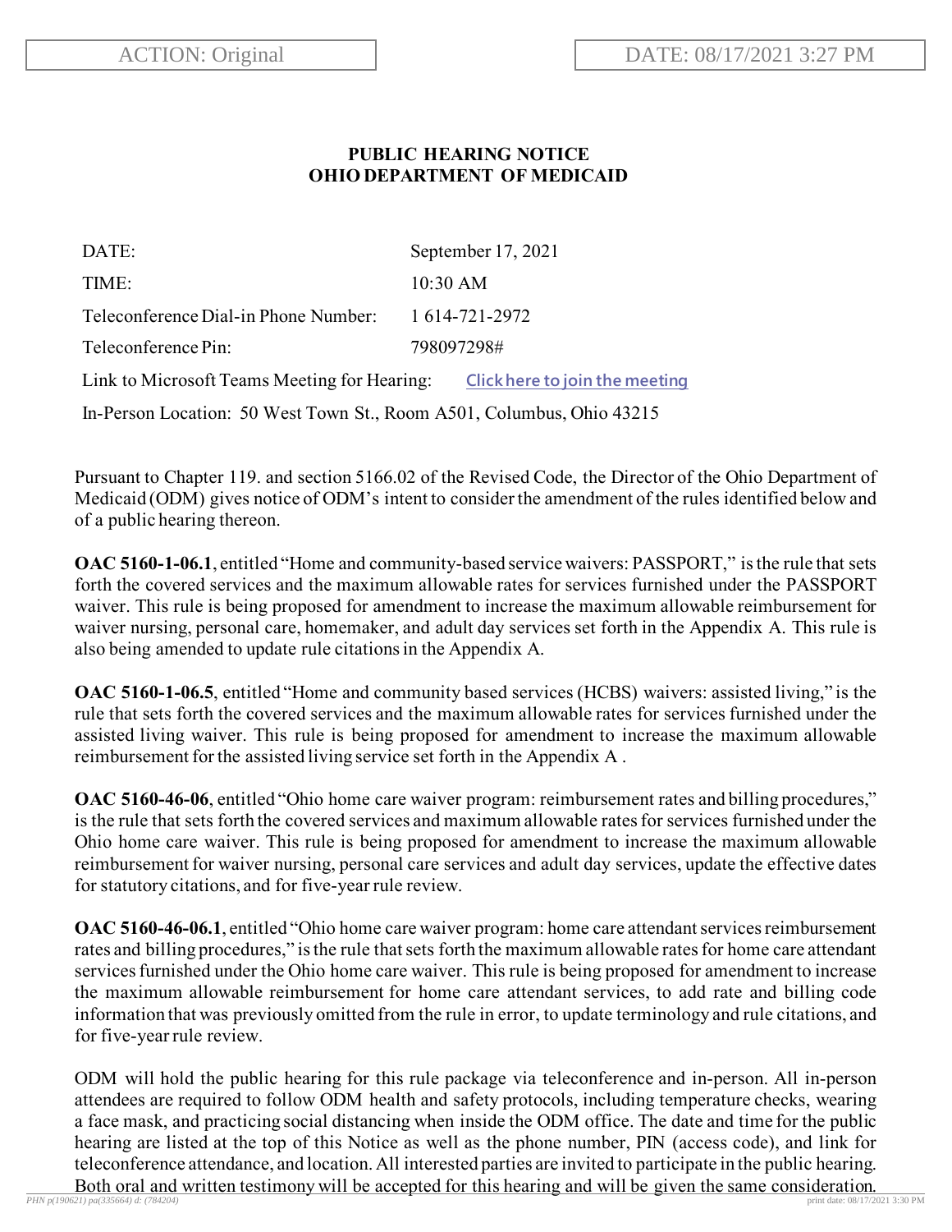ACTION: Original | DATE: 08/17/2021 3:27 PM

**PUBLIC HEARING NOTICE**
**OHIO DEPARTMENT OF MEDICAID**

| | |
|---|---|
| DATE: | September 17, 2021 |
| TIME: | 10:30 AM |
| Teleconference Dial-in Phone Number: | 1 614-721-2972 |
| Teleconference Pin: | 798097298# |
| Link to Microsoft Teams Meeting for Hearing: | Click here to join the meeting |

In-Person Location: 50 West Town St., Room A501, Columbus, Ohio 43215

Pursuant to Chapter 119. and section 5166.02 of the Revised Code, the Director of the Ohio Department of Medicaid (ODM) gives notice of ODM's intent to consider the amendment of the rules identified below and of a public hearing thereon.

**OAC 5160-1-06.1**, entitled "Home and community-based service waivers: PASSPORT," is the rule that sets forth the covered services and the maximum allowable rates for services furnished under the PASSPORT waiver. This rule is being proposed for amendment to increase the maximum allowable reimbursement for waiver nursing, personal care, homemaker, and adult day services set forth in the Appendix A. This rule is also being amended to update rule citations in the Appendix A.

**OAC 5160-1-06.5**, entitled "Home and community based services (HCBS) waivers: assisted living," is the rule that sets forth the covered services and the maximum allowable rates for services furnished under the assisted living waiver. This rule is being proposed for amendment to increase the maximum allowable reimbursement for the assisted living service set forth in the Appendix A .

**OAC 5160-46-06**, entitled "Ohio home care waiver program: reimbursement rates and billing procedures," is the rule that sets forth the covered services and maximum allowable rates for services furnished under the Ohio home care waiver. This rule is being proposed for amendment to increase the maximum allowable reimbursement for waiver nursing, personal care services and adult day services, update the effective dates for statutory citations, and for five-year rule review.

**OAC 5160-46-06.1**, entitled "Ohio home care waiver program: home care attendant services reimbursement rates and billing procedures," is the rule that sets forth the maximum allowable rates for home care attendant services furnished under the Ohio home care waiver. This rule is being proposed for amendment to increase the maximum allowable reimbursement for home care attendant services, to add rate and billing code information that was previously omitted from the rule in error, to update terminology and rule citations, and for five-year rule review.

ODM will hold the public hearing for this rule package via teleconference and in-person. All in-person attendees are required to follow ODM health and safety protocols, including temperature checks, wearing a face mask, and practicing social distancing when inside the ODM office. The date and time for the public hearing are listed at the top of this Notice as well as the phone number, PIN (access code), and link for teleconference attendance, and location. All interested parties are invited to participate in the public hearing. Both oral and written testimony will be accepted for this hearing and will be given the same consideration.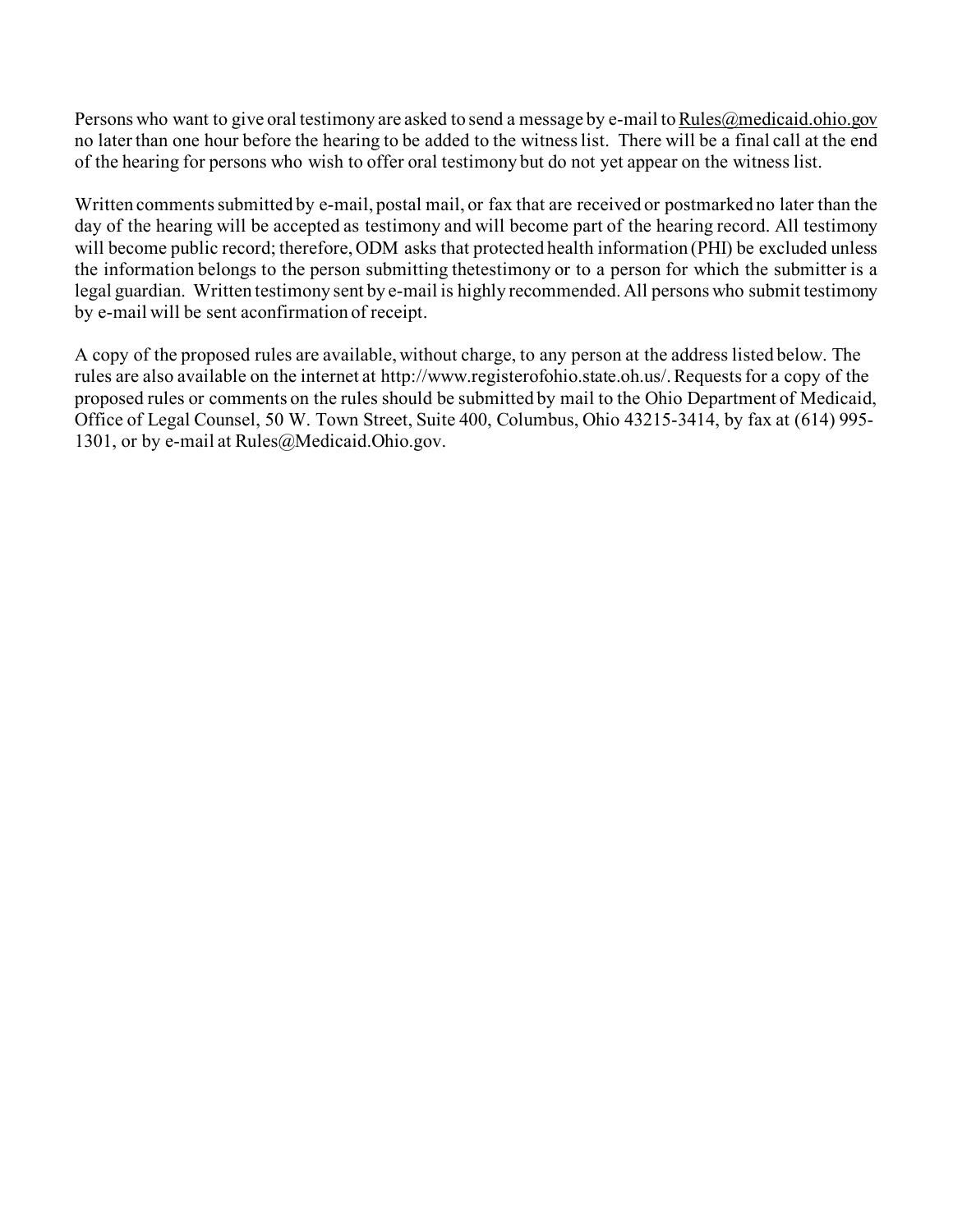Persons who want to give oral testimony are asked to send a message by e-mail to Rules@medicaid.ohio.gov no later than one hour before the hearing to be added to the witness list. There will be a final call at the end of the hearing for persons who wish to offer oral testimony but do not yet appear on the witness list.

Written comments submitted by e-mail, postal mail, or fax that are received or postmarked no later than the day of the hearing will be accepted as testimony and will become part of the hearing record. All testimony will become public record; therefore, ODM asks that protected health information (PHI) be excluded unless the information belongs to the person submitting thetestimony or to a person for which the submitter is a legal guardian. Written testimony sent by e-mail is highly recommended. All persons who submit testimony by e-mail will be sent aconfirmation of receipt.

A copy of the proposed rules are available, without charge, to any person at the address listed below. The rules are also available on the internet at http://www.registerofohio.state.oh.us/. Requests for a copy of the proposed rules or comments on the rules should be submitted by mail to the Ohio Department of Medicaid, Office of Legal Counsel, 50 W. Town Street, Suite 400, Columbus, Ohio 43215-3414, by fax at (614) 995-1301, or by e-mail at Rules@Medicaid.Ohio.gov.